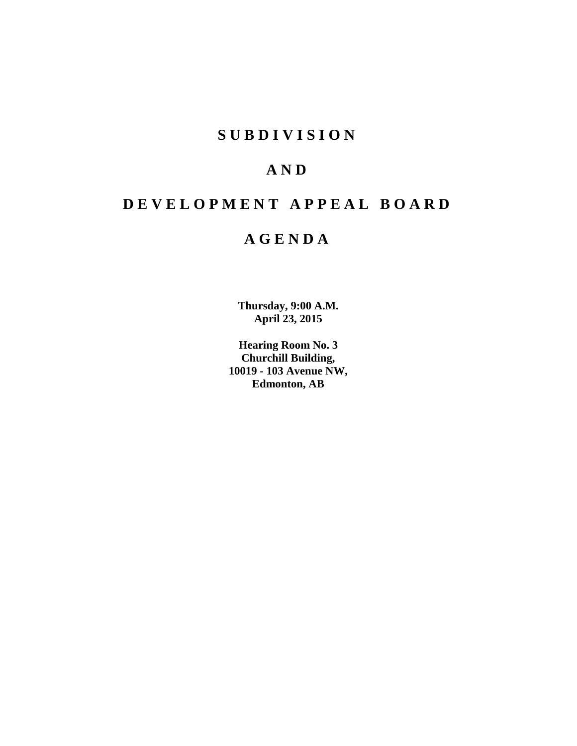# SUBDIVISION

# AND

# DEVELOPMENT APPEAL BOARD

# AGENDA

**Thursday, 9:00 A.M.**
**April 23, 2015**

**Hearing Room No. 3**
**Churchill Building,**
**10019 - 103 Avenue NW,**
**Edmonton, AB**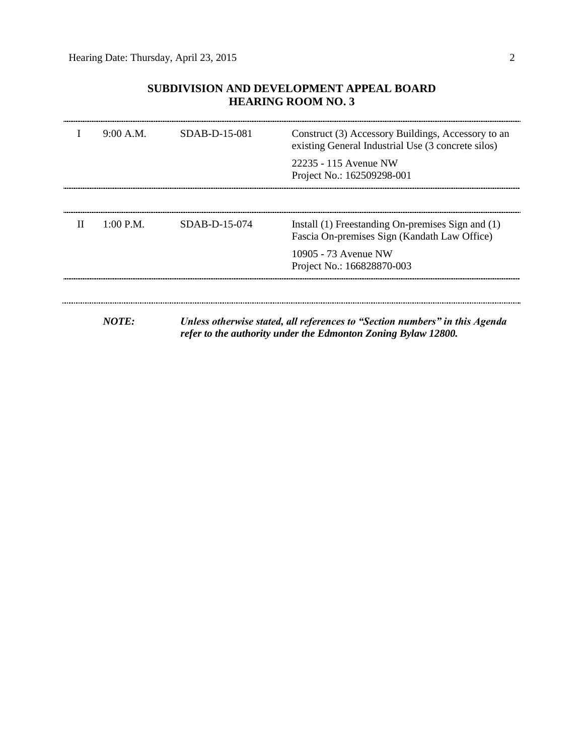## SUBDIVISION AND DEVELOPMENT APPEAL BOARD
## HEARING ROOM NO. 3

| | | | |
|---|---|---|---|
| I | 9:00 A.M. | SDAB-D-15-081 | Construct (3) Accessory Buildings, Accessory to an existing General Industrial Use (3 concrete silos)<br><br>22235 - 115 Avenue NW<br>Project No.: 162509298-001 |
| II | 1:00 P.M. | SDAB-D-15-074 | Install (1) Freestanding On-premises Sign and (1) Fascia On-premises Sign (Kandath Law Office)<br><br>10905 - 73 Avenue NW<br>Project No.: 166828870-003 |

***NOTE:*** ***Unless otherwise stated, all references to "Section numbers" in this Agenda refer to the authority under the Edmonton Zoning Bylaw 12800.***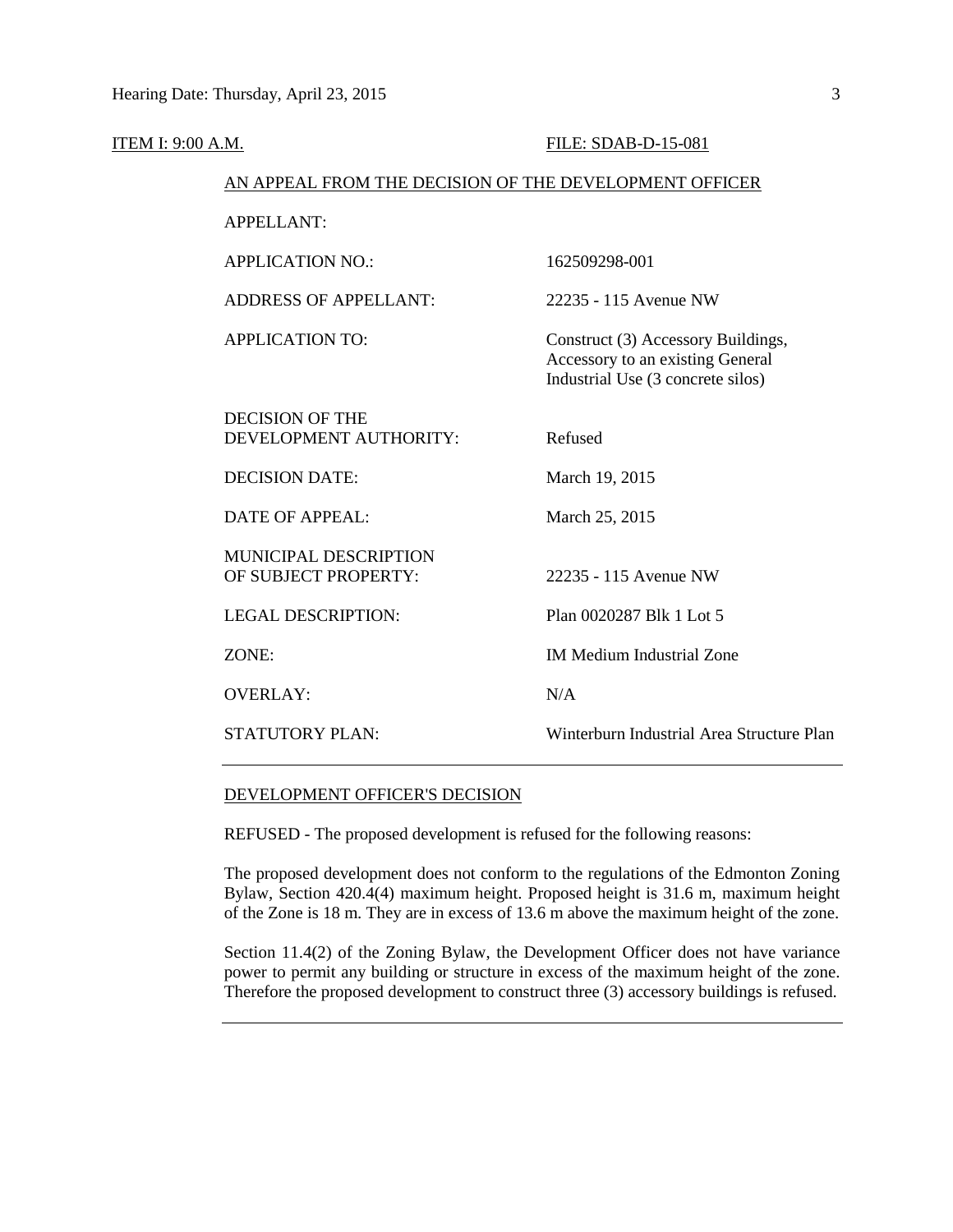ITEM I: 9:00 A.M. FILE: SDAB-D-15-081

AN APPEAL FROM THE DECISION OF THE DEVELOPMENT OFFICER

| | |
|---|---|
| APPELLANT: | |
| APPLICATION NO.: | 162509298-001 |
| ADDRESS OF APPELLANT: | 22235 - 115 Avenue NW |
| APPLICATION TO: | Construct (3) Accessory Buildings, Accessory to an existing General Industrial Use (3 concrete silos) |
| DECISION OF THE DEVELOPMENT AUTHORITY: | Refused |
| DECISION DATE: | March 19, 2015 |
| DATE OF APPEAL: | March 25, 2015 |
| MUNICIPAL DESCRIPTION OF SUBJECT PROPERTY: | 22235 - 115 Avenue NW |
| LEGAL DESCRIPTION: | Plan 0020287 Blk 1 Lot 5 |
| ZONE: | IM Medium Industrial Zone |
| OVERLAY: | N/A |
| STATUTORY PLAN: | Winterburn Industrial Area Structure Plan |

---

DEVELOPMENT OFFICER'S DECISION

REFUSED - The proposed development is refused for the following reasons:

The proposed development does not conform to the regulations of the Edmonton Zoning Bylaw, Section 420.4(4) maximum height. Proposed height is 31.6 m, maximum height of the Zone is 18 m. They are in excess of 13.6 m above the maximum height of the zone.

Section 11.4(2) of the Zoning Bylaw, the Development Officer does not have variance power to permit any building or structure in excess of the maximum height of the zone. Therefore the proposed development to construct three (3) accessory buildings is refused.

---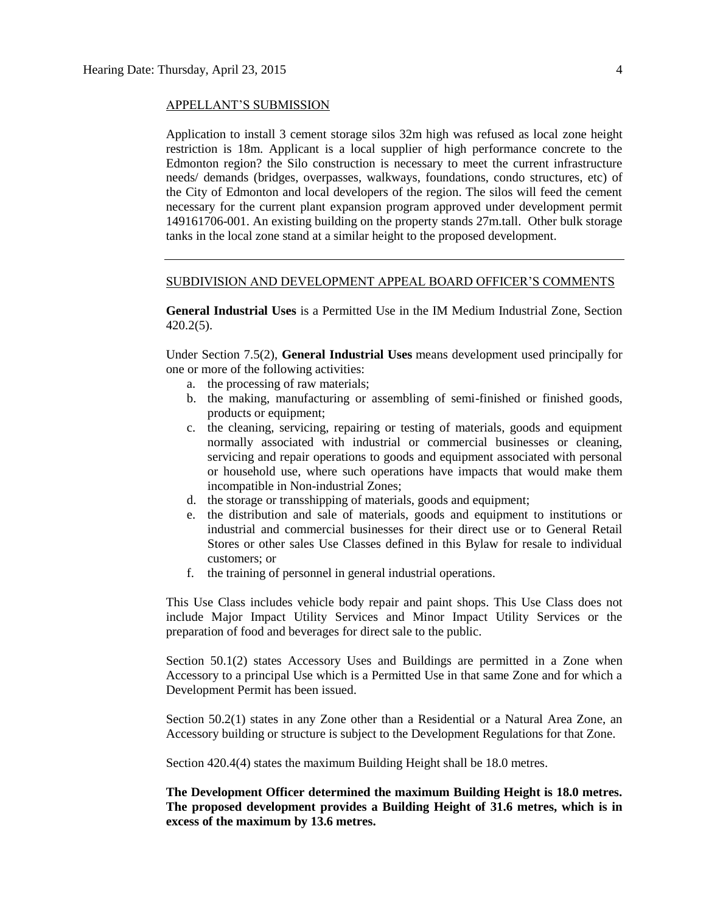APPELLANT'S SUBMISSION

Application to install 3 cement storage silos 32m high was refused as local zone height restriction is 18m. Applicant is a local supplier of high performance concrete to the Edmonton region? the Silo construction is necessary to meet the current infrastructure needs/ demands (bridges, overpasses, walkways, foundations, condo structures, etc) of the City of Edmonton and local developers of the region. The silos will feed the cement necessary for the current plant expansion program approved under development permit 149161706-001. An existing building on the property stands 27m.tall. Other bulk storage tanks in the local zone stand at a similar height to the proposed development.

---

SUBDIVISION AND DEVELOPMENT APPEAL BOARD OFFICER'S COMMENTS

**General Industrial Uses** is a Permitted Use in the IM Medium Industrial Zone, Section 420.2(5).

Under Section 7.5(2), **General Industrial Uses** means development used principally for one or more of the following activities:

a. the processing of raw materials;
b. the making, manufacturing or assembling of semi-finished or finished goods, products or equipment;
c. the cleaning, servicing, repairing or testing of materials, goods and equipment normally associated with industrial or commercial businesses or cleaning, servicing and repair operations to goods and equipment associated with personal or household use, where such operations have impacts that would make them incompatible in Non-industrial Zones;
d. the storage or transshipping of materials, goods and equipment;
e. the distribution and sale of materials, goods and equipment to institutions or industrial and commercial businesses for their direct use or to General Retail Stores or other sales Use Classes defined in this Bylaw for resale to individual customers; or
f. the training of personnel in general industrial operations.

This Use Class includes vehicle body repair and paint shops. This Use Class does not include Major Impact Utility Services and Minor Impact Utility Services or the preparation of food and beverages for direct sale to the public.

Section 50.1(2) states Accessory Uses and Buildings are permitted in a Zone when Accessory to a principal Use which is a Permitted Use in that same Zone and for which a Development Permit has been issued.

Section 50.2(1) states in any Zone other than a Residential or a Natural Area Zone, an Accessory building or structure is subject to the Development Regulations for that Zone.

Section 420.4(4) states the maximum Building Height shall be 18.0 metres.

**The Development Officer determined the maximum Building Height is 18.0 metres. The proposed development provides a Building Height of 31.6 metres, which is in excess of the maximum by 13.6 metres.**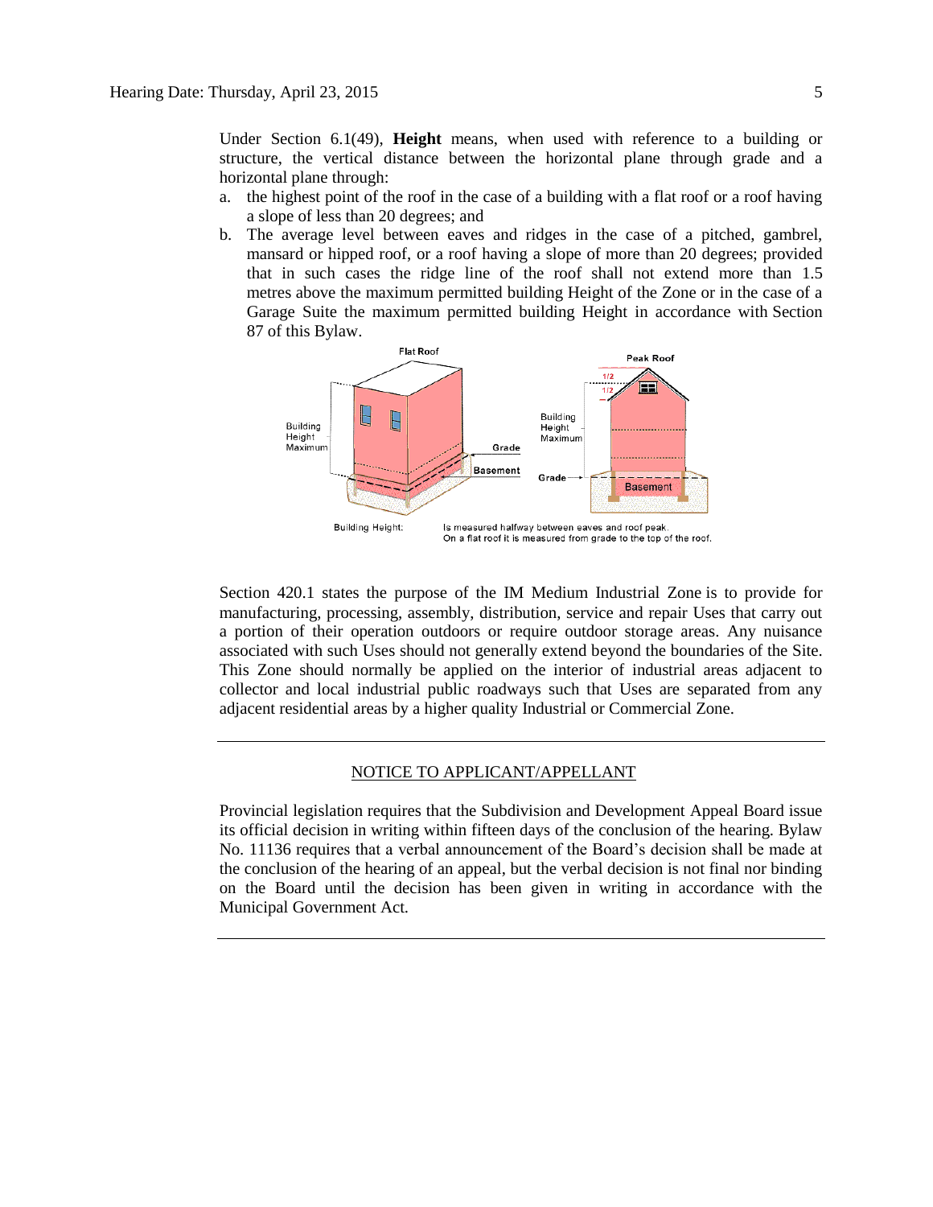Under Section 6.1(49), **Height** means, when used with reference to a building or structure, the vertical distance between the horizontal plane through grade and a horizontal plane through:

a. the highest point of the roof in the case of a building with a flat roof or a roof having a slope of less than 20 degrees; and
b. The average level between eaves and ridges in the case of a pitched, gambrel, mansard or hipped roof, or a roof having a slope of more than 20 degrees; provided that in such cases the ridge line of the roof shall not extend more than 1.5 metres above the maximum permitted building Height of the Zone or in the case of a Garage Suite the maximum permitted building Height in accordance with Section 87 of this Bylaw.

Building Height: Is measured halfway between eaves and roof peak. On a flat roof it is measured from grade to the top of the roof.

Section 420.1 states the purpose of the IM Medium Industrial Zone is to provide for manufacturing, processing, assembly, distribution, service and repair Uses that carry out a portion of their operation outdoors or require outdoor storage areas. Any nuisance associated with such Uses should not generally extend beyond the boundaries of the Site. This Zone should normally be applied on the interior of industrial areas adjacent to collector and local industrial public roadways such that Uses are separated from any adjacent residential areas by a higher quality Industrial or Commercial Zone.

---

## NOTICE TO APPLICANT/APPELLANT

Provincial legislation requires that the Subdivision and Development Appeal Board issue its official decision in writing within fifteen days of the conclusion of the hearing. Bylaw No. 11136 requires that a verbal announcement of the Board's decision shall be made at the conclusion of the hearing of an appeal, but the verbal decision is not final nor binding on the Board until the decision has been given in writing in accordance with the Municipal Government Act.

---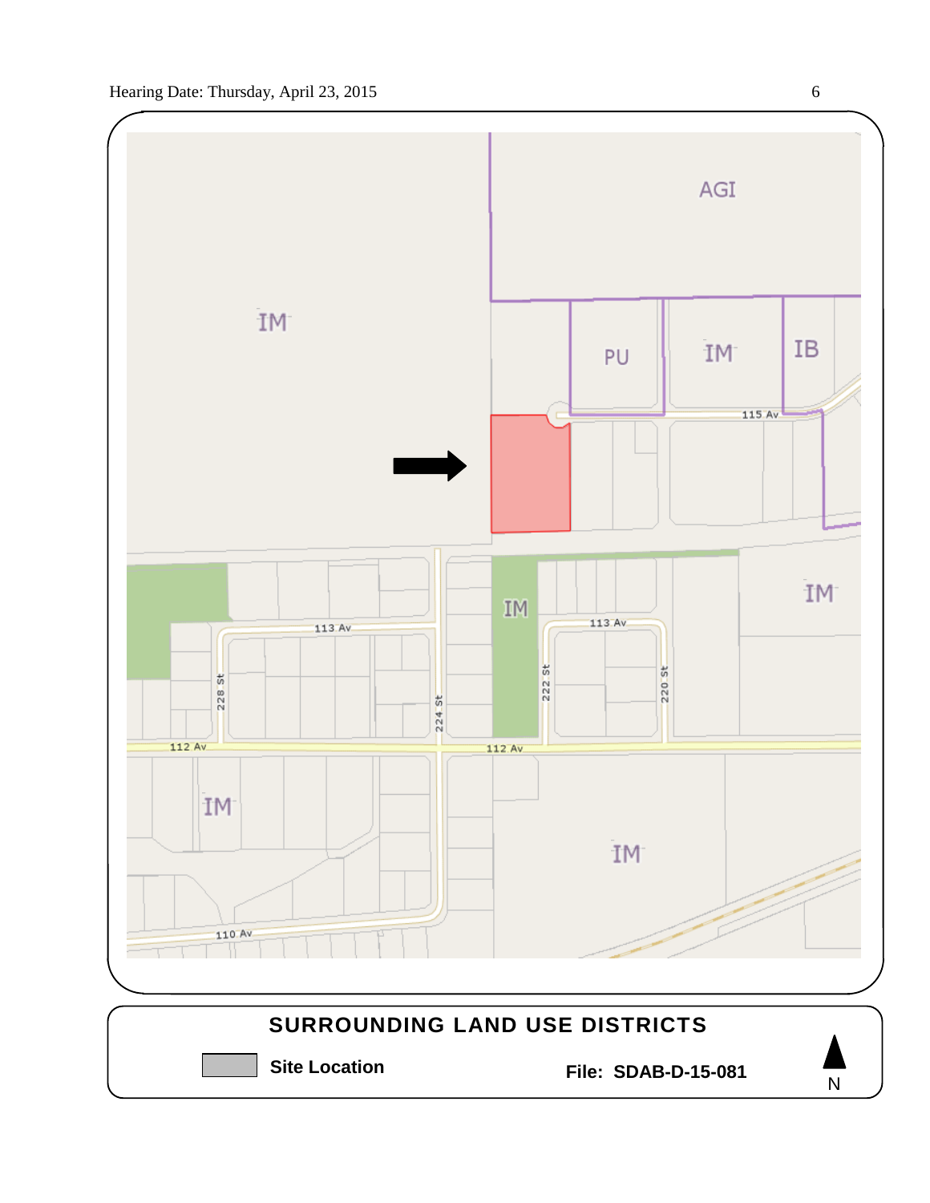AGI

IM

PU

IM

IB

115 Av

IM

IM

113 Av

113 Av

228 St

224 St

222 St

220 St

112 Av

112 Av

IM

IM

110 Av

**SURROUNDING LAND USE DISTRICTS**

**Site Location**

**File: SDAB-D-15-081**

N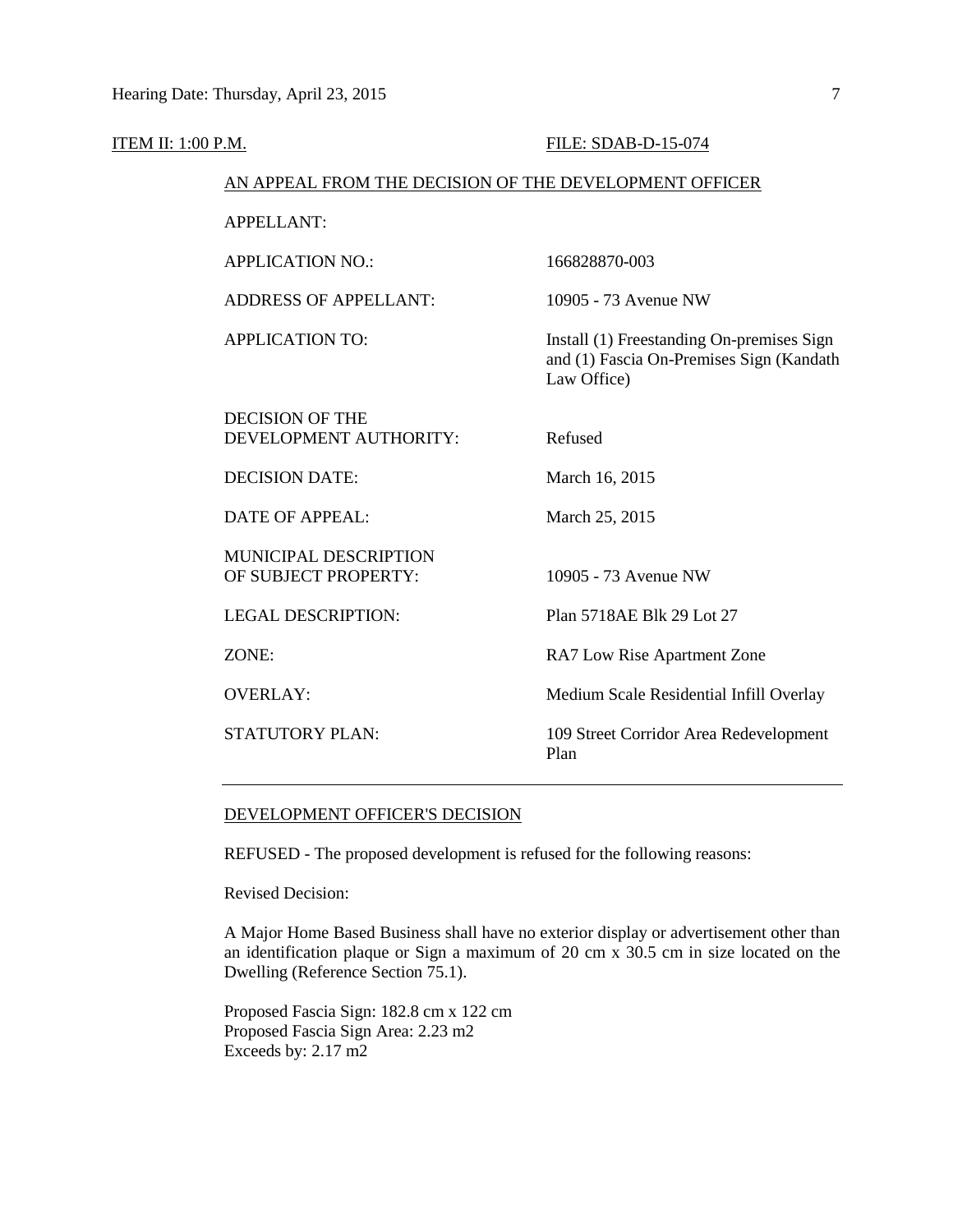ITEM II: 1:00 P.M. FILE: SDAB-D-15-074

AN APPEAL FROM THE DECISION OF THE DEVELOPMENT OFFICER

| | |
|---|---|
| APPELLANT: | |
| APPLICATION NO.: | 166828870-003 |
| ADDRESS OF APPELLANT: | 10905 - 73 Avenue NW |
| APPLICATION TO: | Install (1) Freestanding On-premises Sign and (1) Fascia On-Premises Sign (Kandath Law Office) |
| DECISION OF THE DEVELOPMENT AUTHORITY: | Refused |
| DECISION DATE: | March 16, 2015 |
| DATE OF APPEAL: | March 25, 2015 |
| MUNICIPAL DESCRIPTION OF SUBJECT PROPERTY: | 10905 - 73 Avenue NW |
| LEGAL DESCRIPTION: | Plan 5718AE Blk 29 Lot 27 |
| ZONE: | RA7 Low Rise Apartment Zone |
| OVERLAY: | Medium Scale Residential Infill Overlay |
| STATUTORY PLAN: | 109 Street Corridor Area Redevelopment Plan |

---

DEVELOPMENT OFFICER'S DECISION

REFUSED - The proposed development is refused for the following reasons:

Revised Decision:

A Major Home Based Business shall have no exterior display or advertisement other than an identification plaque or Sign a maximum of 20 cm x 30.5 cm in size located on the Dwelling (Reference Section 75.1).

Proposed Fascia Sign: 182.8 cm x 122 cm
Proposed Fascia Sign Area: 2.23 m2
Exceeds by: 2.17 m2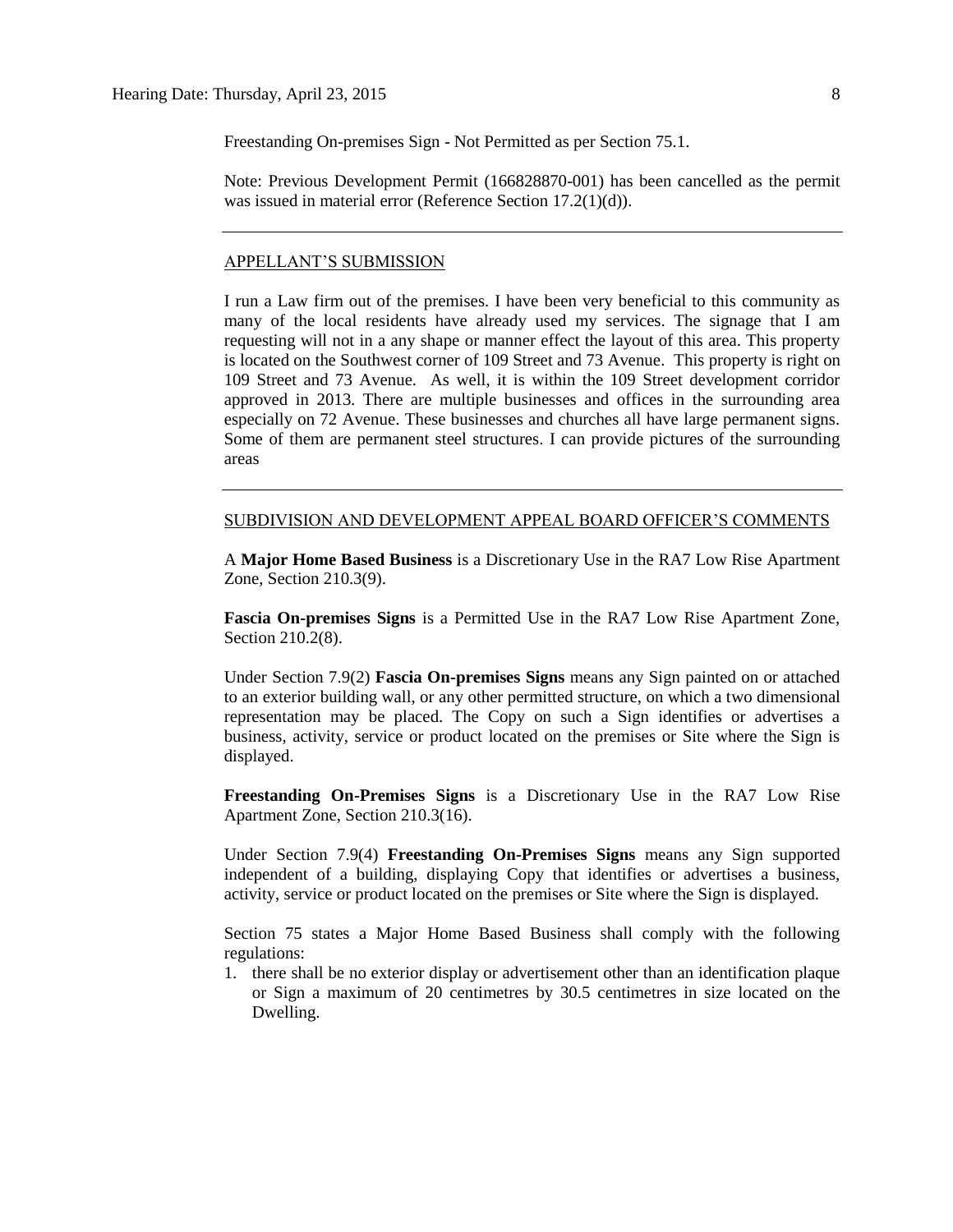Freestanding On-premises Sign - Not Permitted as per Section 75.1.

Note: Previous Development Permit (166828870-001) has been cancelled as the permit was issued in material error (Reference Section 17.2(1)(d)).

---

APPELLANT'S SUBMISSION

I run a Law firm out of the premises. I have been very beneficial to this community as many of the local residents have already used my services. The signage that I am requesting will not in a any shape or manner effect the layout of this area. This property is located on the Southwest corner of 109 Street and 73 Avenue. This property is right on 109 Street and 73 Avenue. As well, it is within the 109 Street development corridor approved in 2013. There are multiple businesses and offices in the surrounding area especially on 72 Avenue. These businesses and churches all have large permanent signs. Some of them are permanent steel structures. I can provide pictures of the surrounding areas

---

SUBDIVISION AND DEVELOPMENT APPEAL BOARD OFFICER'S COMMENTS

A **Major Home Based Business** is a Discretionary Use in the RA7 Low Rise Apartment Zone, Section 210.3(9).

**Fascia On-premises Signs** is a Permitted Use in the RA7 Low Rise Apartment Zone, Section 210.2(8).

Under Section 7.9(2) **Fascia On-premises Signs** means any Sign painted on or attached to an exterior building wall, or any other permitted structure, on which a two dimensional representation may be placed. The Copy on such a Sign identifies or advertises a business, activity, service or product located on the premises or Site where the Sign is displayed.

**Freestanding On-Premises Signs** is a Discretionary Use in the RA7 Low Rise Apartment Zone, Section 210.3(16).

Under Section 7.9(4) **Freestanding On-Premises Signs** means any Sign supported independent of a building, displaying Copy that identifies or advertises a business, activity, service or product located on the premises or Site where the Sign is displayed.

Section 75 states a Major Home Based Business shall comply with the following regulations:

1. there shall be no exterior display or advertisement other than an identification plaque or Sign a maximum of 20 centimetres by 30.5 centimetres in size located on the Dwelling.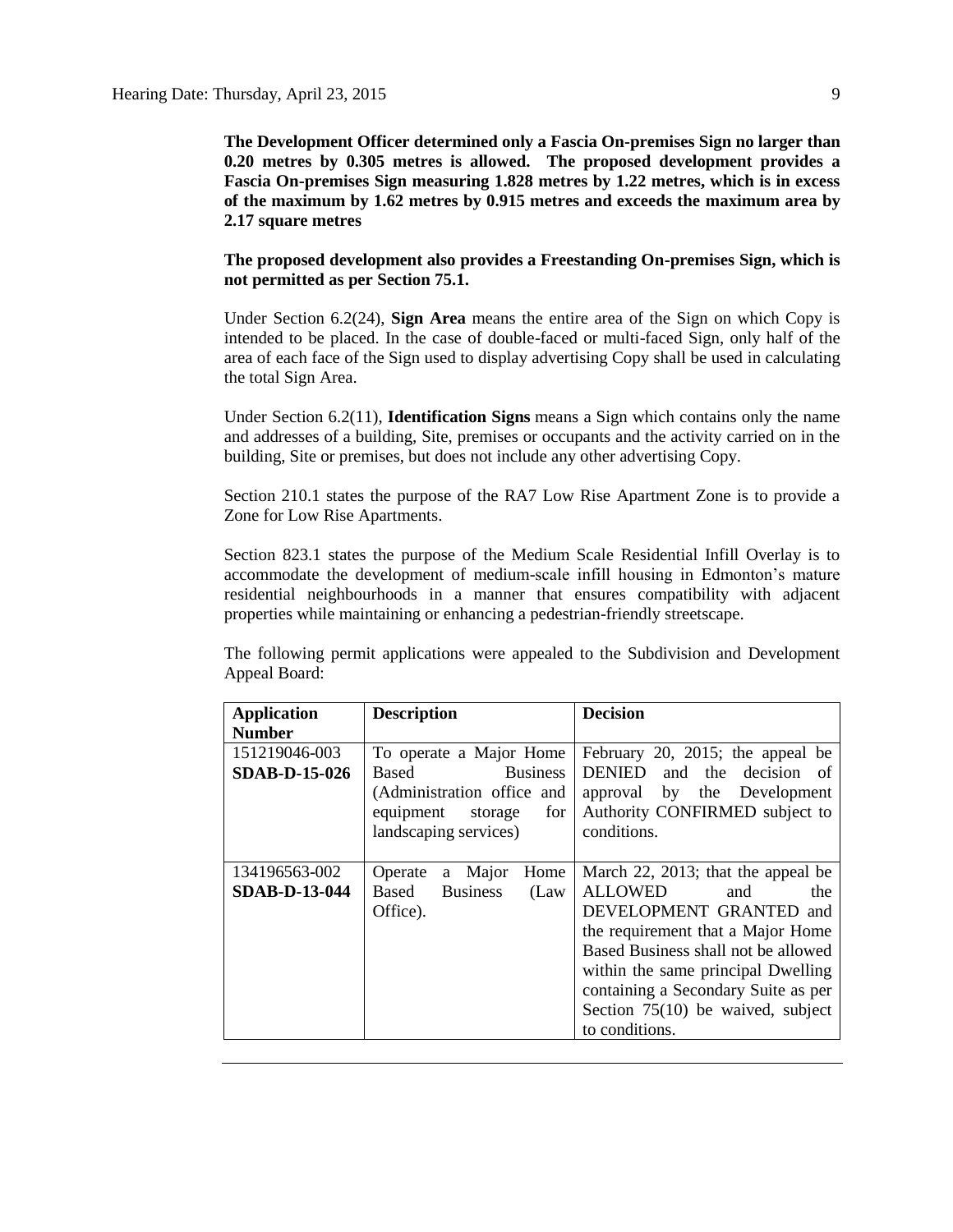**The Development Officer determined only a Fascia On-premises Sign no larger than 0.20 metres by 0.305 metres is allowed. The proposed development provides a Fascia On-premises Sign measuring 1.828 metres by 1.22 metres, which is in excess of the maximum by 1.62 metres by 0.915 metres and exceeds the maximum area by 2.17 square metres**

**The proposed development also provides a Freestanding On-premises Sign, which is not permitted as per Section 75.1.**

Under Section 6.2(24), **Sign Area** means the entire area of the Sign on which Copy is intended to be placed. In the case of double-faced or multi-faced Sign, only half of the area of each face of the Sign used to display advertising Copy shall be used in calculating the total Sign Area.

Under Section 6.2(11), **Identification Signs** means a Sign which contains only the name and addresses of a building, Site, premises or occupants and the activity carried on in the building, Site or premises, but does not include any other advertising Copy.

Section 210.1 states the purpose of the RA7 Low Rise Apartment Zone is to provide a Zone for Low Rise Apartments.

Section 823.1 states the purpose of the Medium Scale Residential Infill Overlay is to accommodate the development of medium-scale infill housing in Edmonton's mature residential neighbourhoods in a manner that ensures compatibility with adjacent properties while maintaining or enhancing a pedestrian-friendly streetscape.

The following permit applications were appealed to the Subdivision and Development Appeal Board:

| **Application Number** | **Description** | **Decision** |
|---|---|---|
| 151219046-003 **SDAB-D-15-026** | To operate a Major Home Based Business (Administration office and equipment storage for landscaping services) | February 20, 2015; the appeal be DENIED and the decision of approval by the Development Authority CONFIRMED subject to conditions. |
| 134196563-002 **SDAB-D-13-044** | Operate a Major Home Based Business (Law Office). | March 22, 2013; that the appeal be ALLOWED and the DEVELOPMENT GRANTED and the requirement that a Major Home Based Business shall not be allowed within the same principal Dwelling containing a Secondary Suite as per Section 75(10) be waived, subject to conditions. |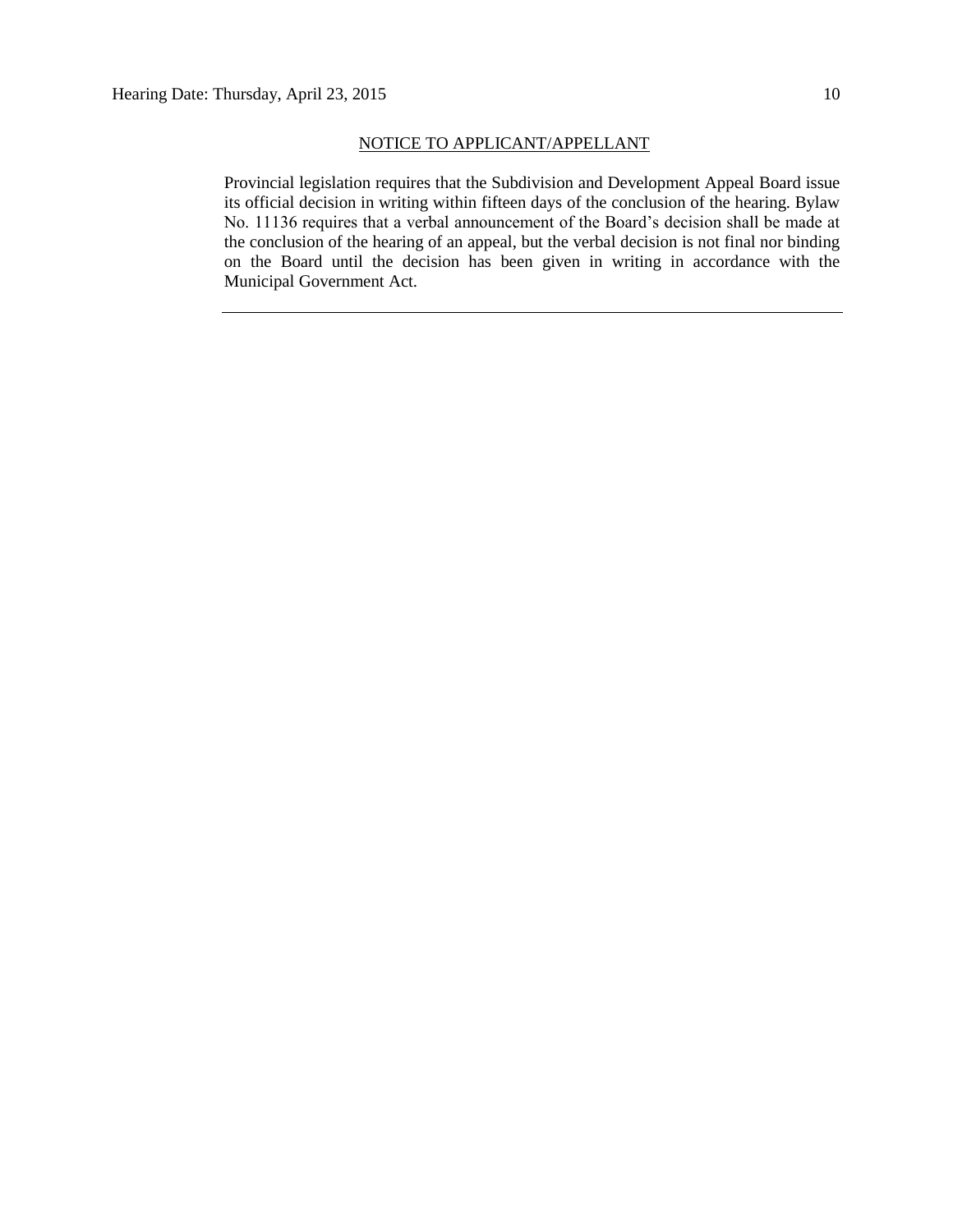NOTICE TO APPLICANT/APPELLANT

Provincial legislation requires that the Subdivision and Development Appeal Board issue its official decision in writing within fifteen days of the conclusion of the hearing. Bylaw No. 11136 requires that a verbal announcement of the Board's decision shall be made at the conclusion of the hearing of an appeal, but the verbal decision is not final nor binding on the Board until the decision has been given in writing in accordance with the Municipal Government Act.

---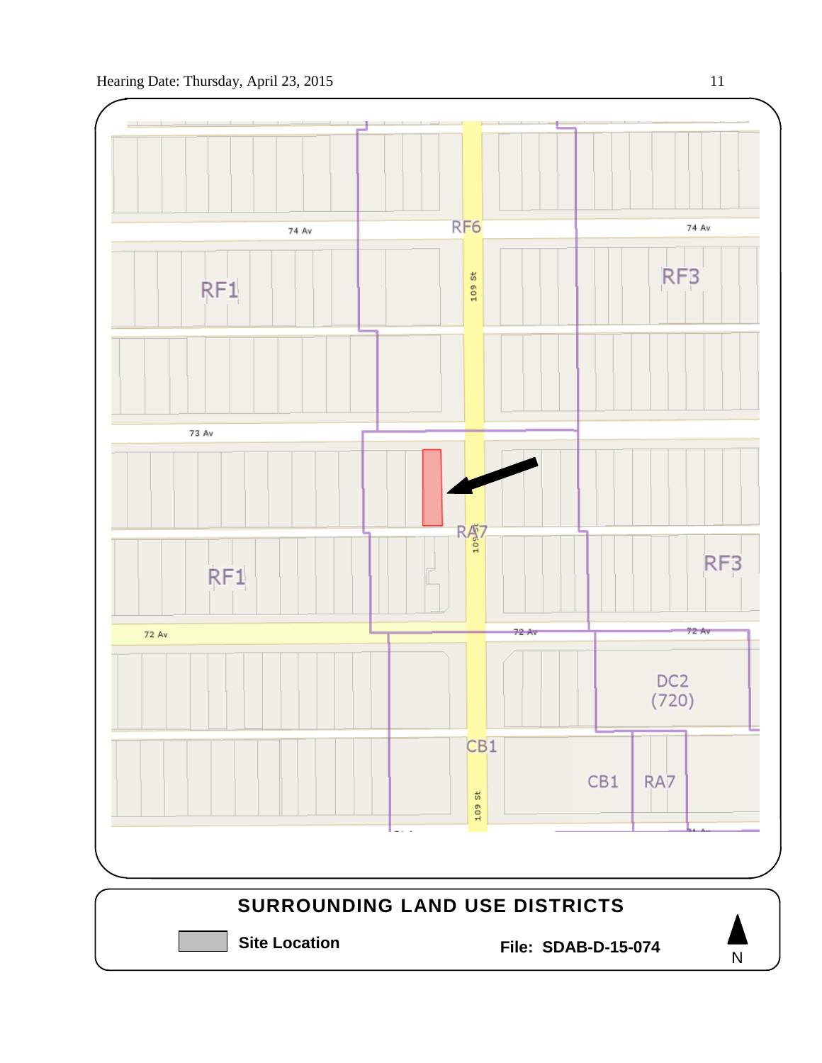Hearing Date: Thursday, April 23, 2015

74 Av

RF6

74 Av

RF1

109 St

RF3

73 Av

RA7

109 St

RF1

RF3

72 Av

72 Av

72 Av

DC2
(720)

CB1

CB1

RA7

109 St

## SURROUNDING LAND USE DISTRICTS

Site Location

**File: SDAB-D-15-074**

N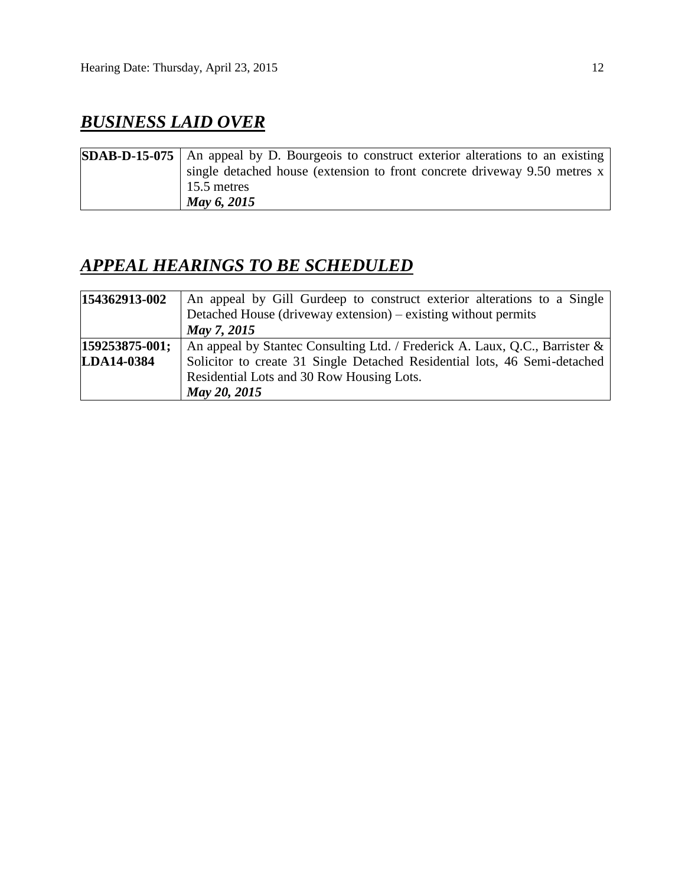## ***BUSINESS LAID OVER***

| | |
|---|---|
| **SDAB-D-15-075** | An appeal by D. Bourgeois to construct exterior alterations to an existing single detached house (extension to front concrete driveway 9.50 metres x 15.5 metres<br>***May 6, 2015*** |

## ***APPEAL HEARINGS TO BE SCHEDULED***

| | |
|---|---|
| **154362913-002** | An appeal by Gill Gurdeep to construct exterior alterations to a Single Detached House (driveway extension) – existing without permits<br>***May 7, 2015*** |
| **159253875-001; LDA14-0384** | An appeal by Stantec Consulting Ltd. / Frederick A. Laux, Q.C., Barrister & Solicitor to create 31 Single Detached Residential lots, 46 Semi-detached Residential Lots and 30 Row Housing Lots.<br>***May 20, 2015*** |